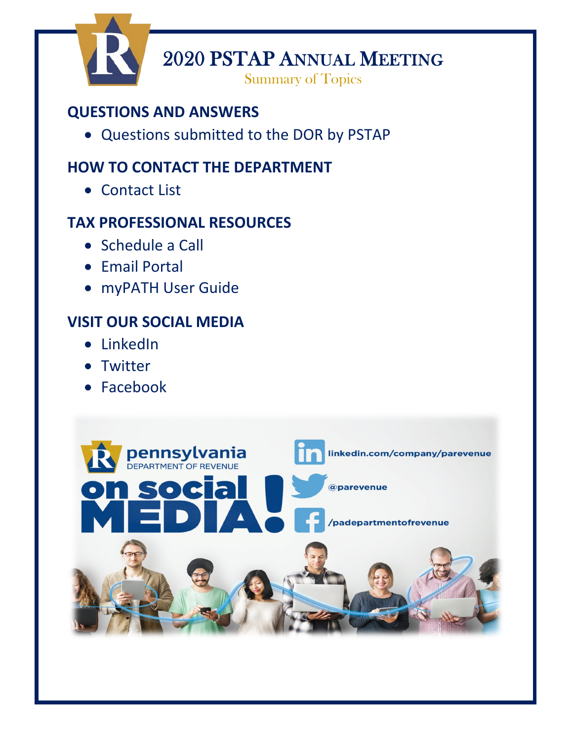# 2020 PSTAP Annual Meeting

Summary of Topics

## QUESTIONS AND ANSWERS

- Questions submitted to the DOR by PSTAP

## HOW TO CONTACT THE DEPARTMENT

- Contact List

## TAX PROFESSIONAL RESOURCES

- Schedule a Call
- Email Portal
- myPATH User Guide

## VISIT OUR SOCIAL MEDIA

- LinkedIn
- Twitter
- Facebook

pennsylvania DEPARTMENT OF REVENUE

on social MEDIA!

linkedin.com/company/parevenue

@parevenue

/padepartmentofrevenue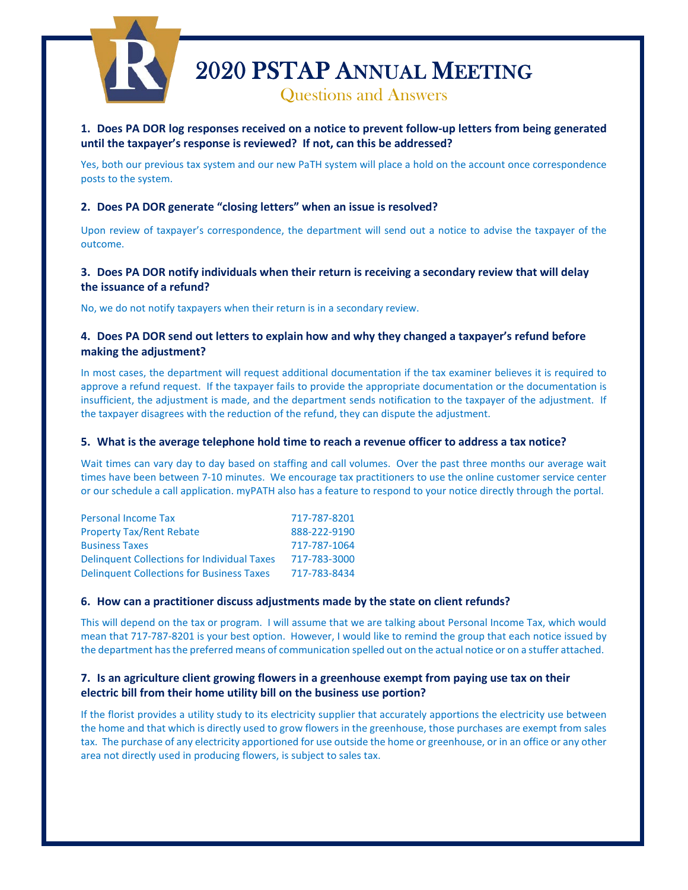# 2020 PSTAP Annual Meeting

## Questions and Answers

**1. Does PA DOR log responses received on a notice to prevent follow-up letters from being generated until the taxpayer's response is reviewed? If not, can this be addressed?**

Yes, both our previous tax system and our new PaTH system will place a hold on the account once correspondence posts to the system.

**2. Does PA DOR generate "closing letters" when an issue is resolved?**

Upon review of taxpayer's correspondence, the department will send out a notice to advise the taxpayer of the outcome.

**3. Does PA DOR notify individuals when their return is receiving a secondary review that will delay the issuance of a refund?**

No, we do not notify taxpayers when their return is in a secondary review.

**4. Does PA DOR send out letters to explain how and why they changed a taxpayer's refund before making the adjustment?**

In most cases, the department will request additional documentation if the tax examiner believes it is required to approve a refund request. If the taxpayer fails to provide the appropriate documentation or the documentation is insufficient, the adjustment is made, and the department sends notification to the taxpayer of the adjustment. If the taxpayer disagrees with the reduction of the refund, they can dispute the adjustment.

**5. What is the average telephone hold time to reach a revenue officer to address a tax notice?**

Wait times can vary day to day based on staffing and call volumes. Over the past three months our average wait times have been between 7-10 minutes. We encourage tax practitioners to use the online customer service center or our schedule a call application. myPATH also has a feature to respond to your notice directly through the portal.

| | |
|---|---|
| Personal Income Tax | 717-787-8201 |
| Property Tax/Rent Rebate | 888-222-9190 |
| Business Taxes | 717-787-1064 |
| Delinquent Collections for Individual Taxes | 717-783-3000 |
| Delinquent Collections for Business Taxes | 717-783-8434 |

**6. How can a practitioner discuss adjustments made by the state on client refunds?**

This will depend on the tax or program. I will assume that we are talking about Personal Income Tax, which would mean that 717-787-8201 is your best option. However, I would like to remind the group that each notice issued by the department has the preferred means of communication spelled out on the actual notice or on a stuffer attached.

**7. Is an agriculture client growing flowers in a greenhouse exempt from paying use tax on their electric bill from their home utility bill on the business use portion?**

If the florist provides a utility study to its electricity supplier that accurately apportions the electricity use between the home and that which is directly used to grow flowers in the greenhouse, those purchases are exempt from sales tax. The purchase of any electricity apportioned for use outside the home or greenhouse, or in an office or any other area not directly used in producing flowers, is subject to sales tax.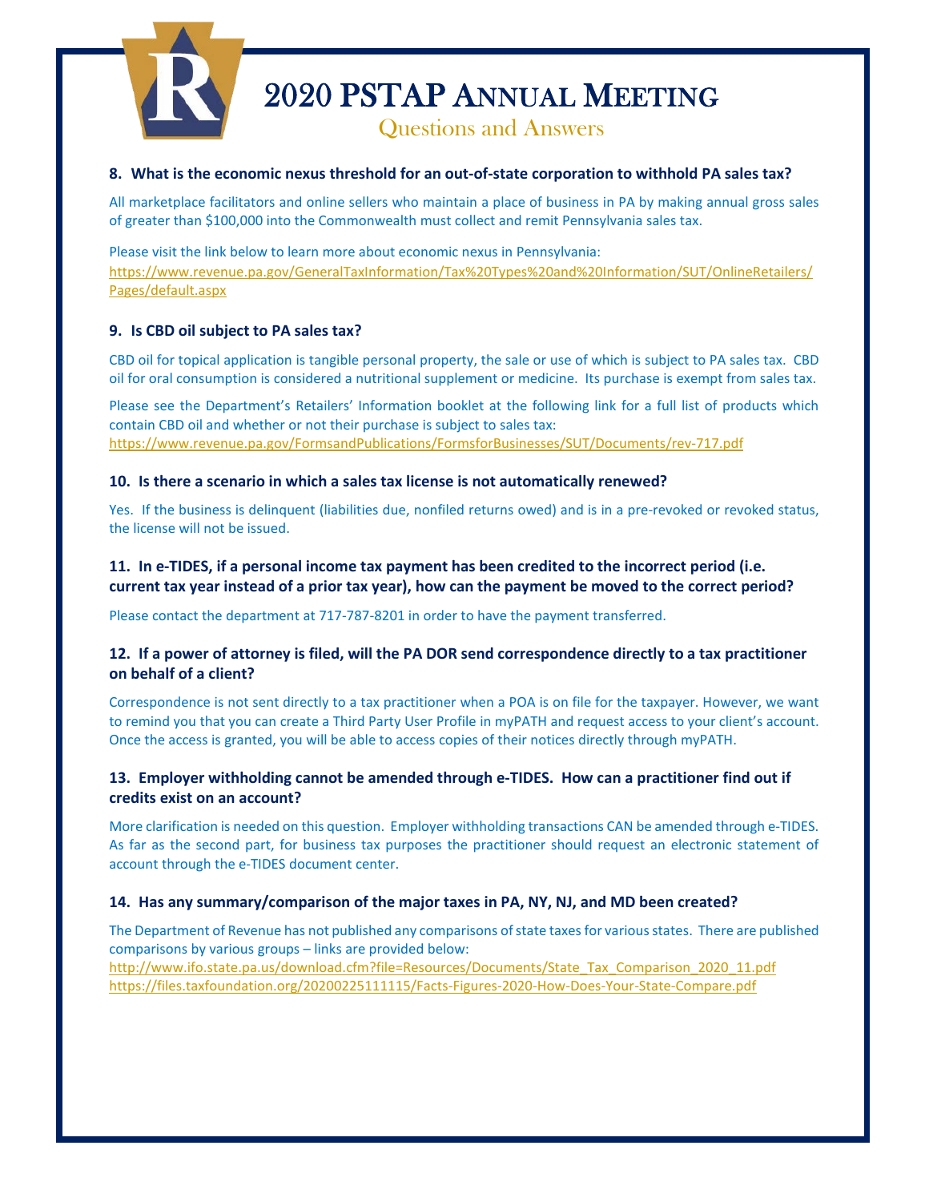# 2020 PSTAP Annual Meeting

## Questions and Answers

### 8. What is the economic nexus threshold for an out-of-state corporation to withhold PA sales tax?

All marketplace facilitators and online sellers who maintain a place of business in PA by making annual gross sales of greater than $100,000 into the Commonwealth must collect and remit Pennsylvania sales tax.

Please visit the link below to learn more about economic nexus in Pennsylvania:
https://www.revenue.pa.gov/GeneralTaxInformation/Tax%20Types%20and%20Information/SUT/OnlineRetailers/Pages/default.aspx

### 9. Is CBD oil subject to PA sales tax?

CBD oil for topical application is tangible personal property, the sale or use of which is subject to PA sales tax. CBD oil for oral consumption is considered a nutritional supplement or medicine. Its purchase is exempt from sales tax.

Please see the Department's Retailers' Information booklet at the following link for a full list of products which contain CBD oil and whether or not their purchase is subject to sales tax:
https://www.revenue.pa.gov/FormsandPublications/FormsforBusinesses/SUT/Documents/rev-717.pdf

### 10. Is there a scenario in which a sales tax license is not automatically renewed?

Yes. If the business is delinquent (liabilities due, nonfiled returns owed) and is in a pre-revoked or revoked status, the license will not be issued.

### 11. In e-TIDES, if a personal income tax payment has been credited to the incorrect period (i.e. current tax year instead of a prior tax year), how can the payment be moved to the correct period?

Please contact the department at 717-787-8201 in order to have the payment transferred.

### 12. If a power of attorney is filed, will the PA DOR send correspondence directly to a tax practitioner on behalf of a client?

Correspondence is not sent directly to a tax practitioner when a POA is on file for the taxpayer. However, we want to remind you that you can create a Third Party User Profile in myPATH and request access to your client's account. Once the access is granted, you will be able to access copies of their notices directly through myPATH.

### 13. Employer withholding cannot be amended through e-TIDES. How can a practitioner find out if credits exist on an account?

More clarification is needed on this question. Employer withholding transactions CAN be amended through e-TIDES. As far as the second part, for business tax purposes the practitioner should request an electronic statement of account through the e-TIDES document center.

### 14. Has any summary/comparison of the major taxes in PA, NY, NJ, and MD been created?

The Department of Revenue has not published any comparisons of state taxes for various states. There are published comparisons by various groups – links are provided below:
http://www.ifo.state.pa.us/download.cfm?file=Resources/Documents/State_Tax_Comparison_2020_11.pdf
https://files.taxfoundation.org/20200225111115/Facts-Figures-2020-How-Does-Your-State-Compare.pdf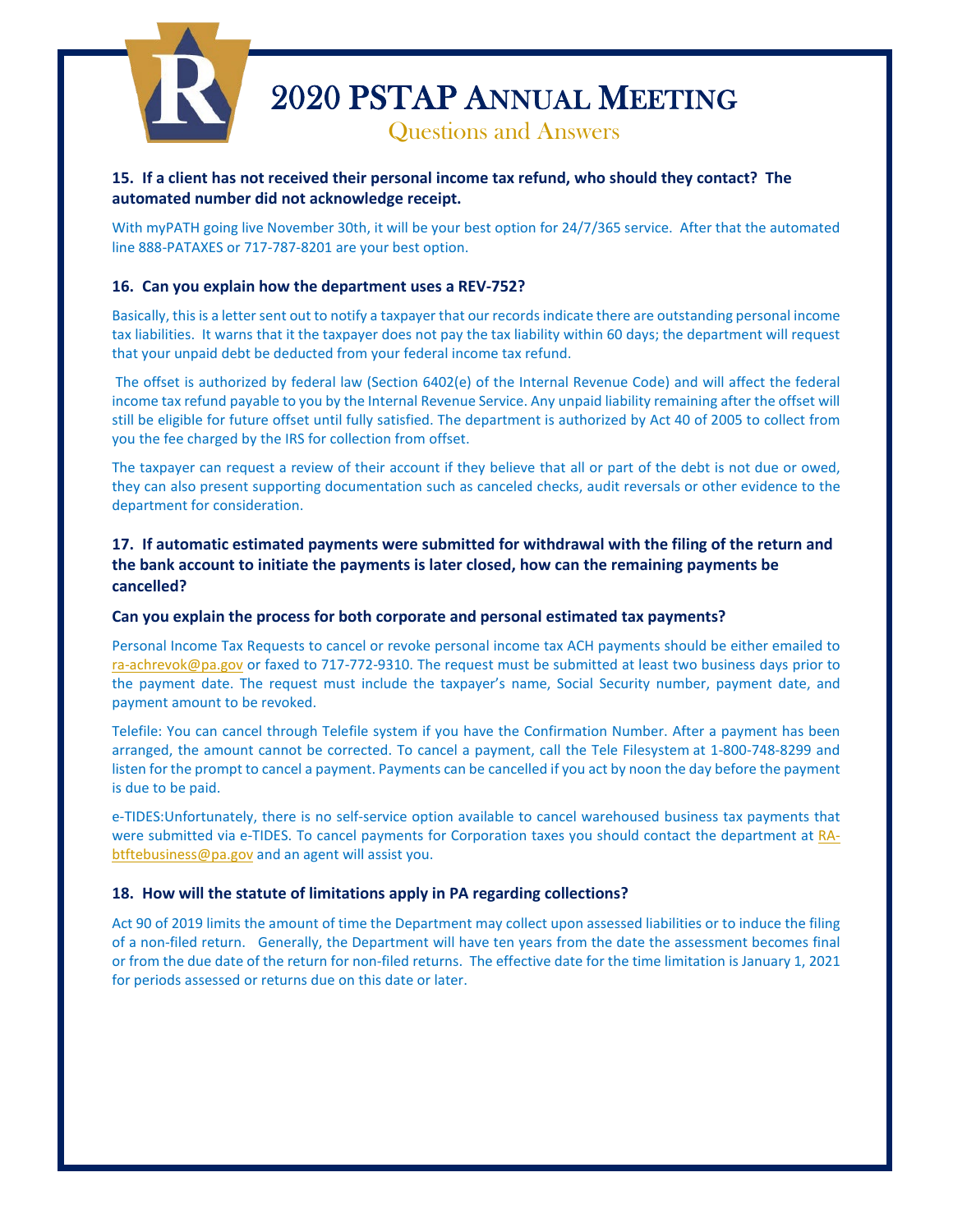**15. If a client has not received their personal income tax refund, who should they contact? The automated number did not acknowledge receipt.**

With myPATH going live November 30th, it will be your best option for 24/7/365 service. After that the automated line 888-PATAXES or 717-787-8201 are your best option.

**16. Can you explain how the department uses a REV-752?**

Basically, this is a letter sent out to notify a taxpayer that our records indicate there are outstanding personal income tax liabilities. It warns that it the taxpayer does not pay the tax liability within 60 days; the department will request that your unpaid debt be deducted from your federal income tax refund.

The offset is authorized by federal law (Section 6402(e) of the Internal Revenue Code) and will affect the federal income tax refund payable to you by the Internal Revenue Service. Any unpaid liability remaining after the offset will still be eligible for future offset until fully satisfied. The department is authorized by Act 40 of 2005 to collect from you the fee charged by the IRS for collection from offset.

The taxpayer can request a review of their account if they believe that all or part of the debt is not due or owed, they can also present supporting documentation such as canceled checks, audit reversals or other evidence to the department for consideration.

**17. If automatic estimated payments were submitted for withdrawal with the filing of the return and the bank account to initiate the payments is later closed, how can the remaining payments be cancelled?**

**Can you explain the process for both corporate and personal estimated tax payments?**

Personal Income Tax Requests to cancel or revoke personal income tax ACH payments should be either emailed to ra-achrevok@pa.gov or faxed to 717-772-9310. The request must be submitted at least two business days prior to the payment date. The request must include the taxpayer's name, Social Security number, payment date, and payment amount to be revoked.

Telefile: You can cancel through Telefile system if you have the Confirmation Number. After a payment has been arranged, the amount cannot be corrected. To cancel a payment, call the Tele Filesystem at 1-800-748-8299 and listen for the prompt to cancel a payment. Payments can be cancelled if you act by noon the day before the payment is due to be paid.

e-TIDES:Unfortunately, there is no self-service option available to cancel warehoused business tax payments that were submitted via e-TIDES. To cancel payments for Corporation taxes you should contact the department at RA-btftebusiness@pa.gov and an agent will assist you.

**18. How will the statute of limitations apply in PA regarding collections?**

Act 90 of 2019 limits the amount of time the Department may collect upon assessed liabilities or to induce the filing of a non-filed return. Generally, the Department will have ten years from the date the assessment becomes final or from the due date of the return for non-filed returns. The effective date for the time limitation is January 1, 2021 for periods assessed or returns due on this date or later.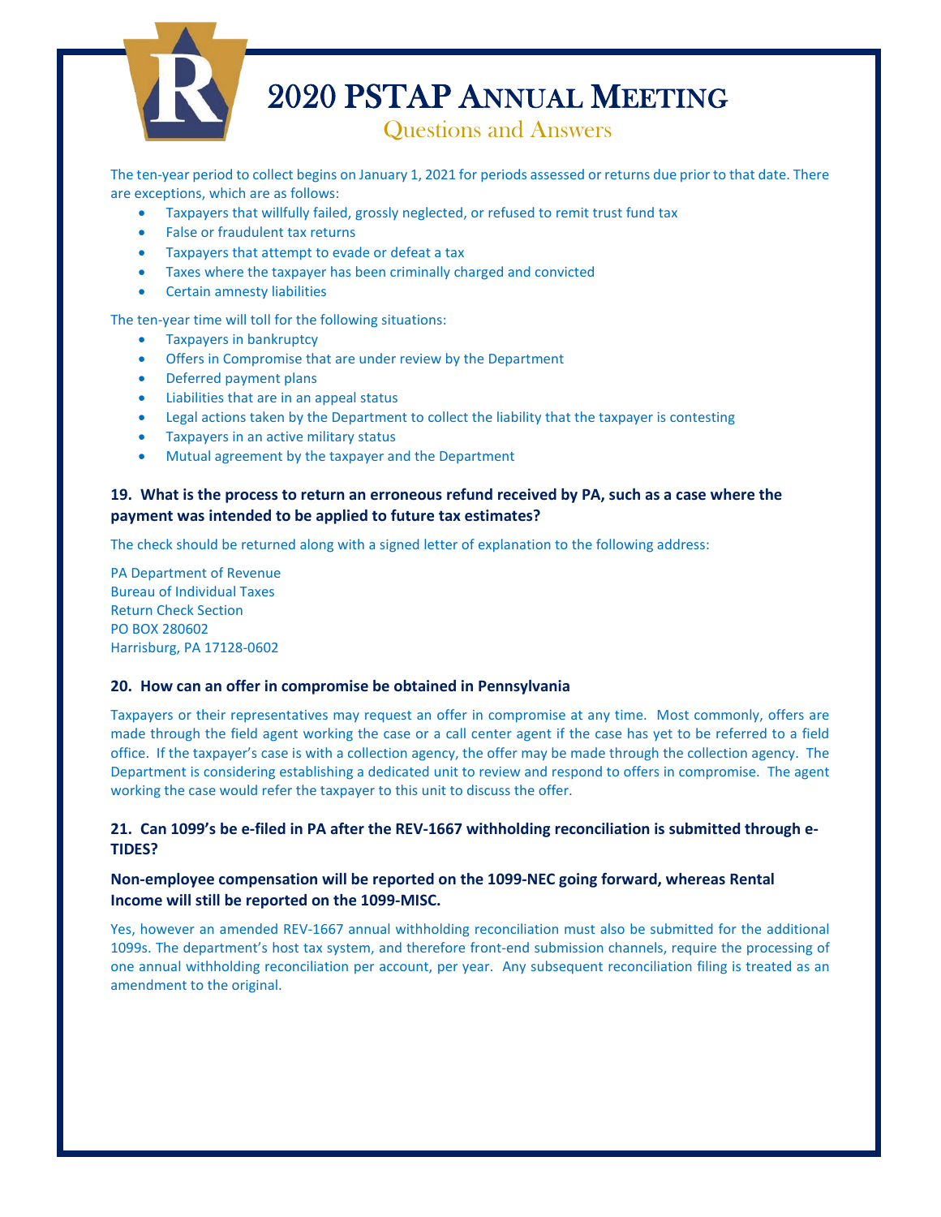The ten-year period to collect begins on January 1, 2021 for periods assessed or returns due prior to that date. There are exceptions, which are as follows:

- Taxpayers that willfully failed, grossly neglected, or refused to remit trust fund tax
- False or fraudulent tax returns
- Taxpayers that attempt to evade or defeat a tax
- Taxes where the taxpayer has been criminally charged and convicted
- Certain amnesty liabilities

The ten-year time will toll for the following situations:

- Taxpayers in bankruptcy
- Offers in Compromise that are under review by the Department
- Deferred payment plans
- Liabilities that are in an appeal status
- Legal actions taken by the Department to collect the liability that the taxpayer is contesting
- Taxpayers in an active military status
- Mutual agreement by the taxpayer and the Department

**19. What is the process to return an erroneous refund received by PA, such as a case where the payment was intended to be applied to future tax estimates?**

The check should be returned along with a signed letter of explanation to the following address:

PA Department of Revenue
Bureau of Individual Taxes
Return Check Section
PO BOX 280602
Harrisburg, PA 17128-0602

**20. How can an offer in compromise be obtained in Pennsylvania**

Taxpayers or their representatives may request an offer in compromise at any time. Most commonly, offers are made through the field agent working the case or a call center agent if the case has yet to be referred to a field office. If the taxpayer's case is with a collection agency, the offer may be made through the collection agency. The Department is considering establishing a dedicated unit to review and respond to offers in compromise. The agent working the case would refer the taxpayer to this unit to discuss the offer.

**21. Can 1099's be e-filed in PA after the REV-1667 withholding reconciliation is submitted through e-TIDES?**

**Non-employee compensation will be reported on the 1099-NEC going forward, whereas Rental Income will still be reported on the 1099-MISC.**

Yes, however an amended REV-1667 annual withholding reconciliation must also be submitted for the additional 1099s. The department's host tax system, and therefore front-end submission channels, require the processing of one annual withholding reconciliation per account, per year. Any subsequent reconciliation filing is treated as an amendment to the original.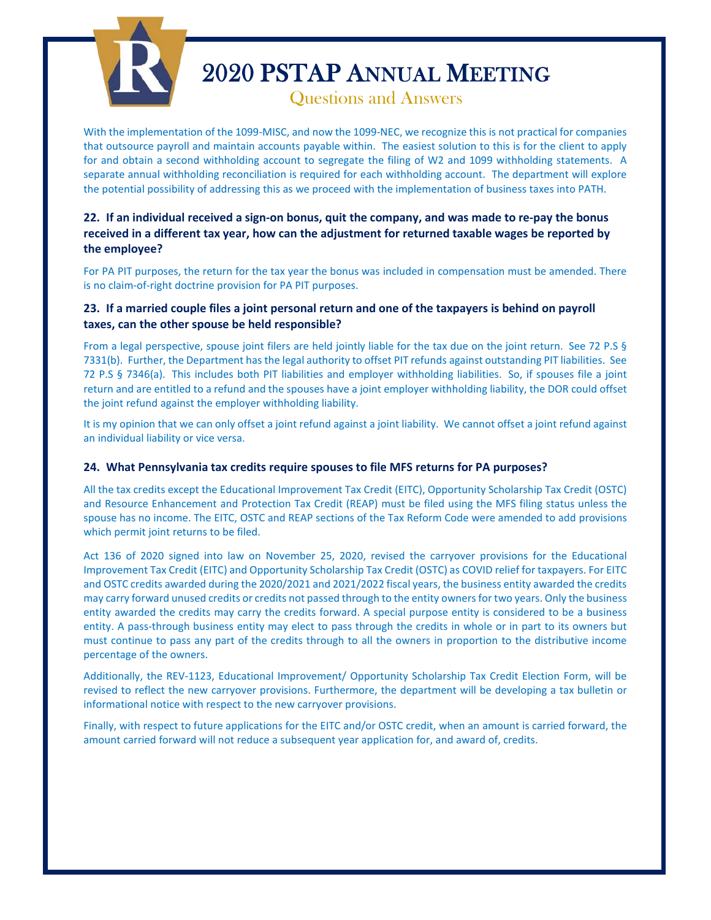With the implementation of the 1099-MISC, and now the 1099-NEC, we recognize this is not practical for companies that outsource payroll and maintain accounts payable within. The easiest solution to this is for the client to apply for and obtain a second withholding account to segregate the filing of W2 and 1099 withholding statements. A separate annual withholding reconciliation is required for each withholding account. The department will explore the potential possibility of addressing this as we proceed with the implementation of business taxes into PATH.

### 22. If an individual received a sign-on bonus, quit the company, and was made to re-pay the bonus received in a different tax year, how can the adjustment for returned taxable wages be reported by the employee?

For PA PIT purposes, the return for the tax year the bonus was included in compensation must be amended. There is no claim-of-right doctrine provision for PA PIT purposes.

### 23. If a married couple files a joint personal return and one of the taxpayers is behind on payroll taxes, can the other spouse be held responsible?

From a legal perspective, spouse joint filers are held jointly liable for the tax due on the joint return. See 72 P.S § 7331(b). Further, the Department has the legal authority to offset PIT refunds against outstanding PIT liabilities. See 72 P.S § 7346(a). This includes both PIT liabilities and employer withholding liabilities. So, if spouses file a joint return and are entitled to a refund and the spouses have a joint employer withholding liability, the DOR could offset the joint refund against the employer withholding liability.

It is my opinion that we can only offset a joint refund against a joint liability. We cannot offset a joint refund against an individual liability or vice versa.

### 24. What Pennsylvania tax credits require spouses to file MFS returns for PA purposes?

All the tax credits except the Educational Improvement Tax Credit (EITC), Opportunity Scholarship Tax Credit (OSTC) and Resource Enhancement and Protection Tax Credit (REAP) must be filed using the MFS filing status unless the spouse has no income. The EITC, OSTC and REAP sections of the Tax Reform Code were amended to add provisions which permit joint returns to be filed.

Act 136 of 2020 signed into law on November 25, 2020, revised the carryover provisions for the Educational Improvement Tax Credit (EITC) and Opportunity Scholarship Tax Credit (OSTC) as COVID relief for taxpayers. For EITC and OSTC credits awarded during the 2020/2021 and 2021/2022 fiscal years, the business entity awarded the credits may carry forward unused credits or credits not passed through to the entity owners for two years. Only the business entity awarded the credits may carry the credits forward. A special purpose entity is considered to be a business entity. A pass-through business entity may elect to pass through the credits in whole or in part to its owners but must continue to pass any part of the credits through to all the owners in proportion to the distributive income percentage of the owners.

Additionally, the REV-1123, Educational Improvement/ Opportunity Scholarship Tax Credit Election Form, will be revised to reflect the new carryover provisions. Furthermore, the department will be developing a tax bulletin or informational notice with respect to the new carryover provisions.

Finally, with respect to future applications for the EITC and/or OSTC credit, when an amount is carried forward, the amount carried forward will not reduce a subsequent year application for, and award of, credits.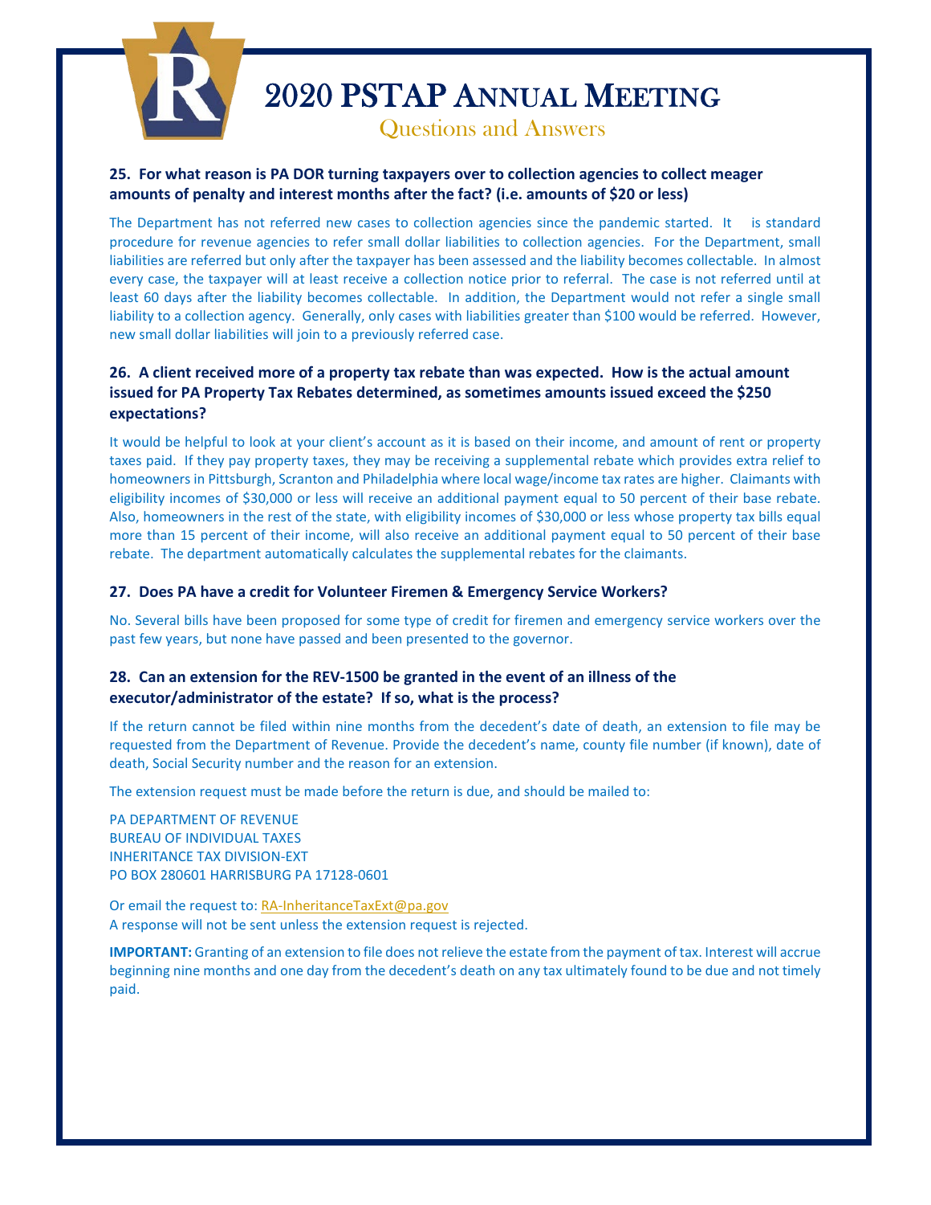**25. For what reason is PA DOR turning taxpayers over to collection agencies to collect meager amounts of penalty and interest months after the fact? (i.e. amounts of $20 or less)**

The Department has not referred new cases to collection agencies since the pandemic started. It is standard procedure for revenue agencies to refer small dollar liabilities to collection agencies. For the Department, small liabilities are referred but only after the taxpayer has been assessed and the liability becomes collectable. In almost every case, the taxpayer will at least receive a collection notice prior to referral. The case is not referred until at least 60 days after the liability becomes collectable. In addition, the Department would not refer a single small liability to a collection agency. Generally, only cases with liabilities greater than $100 would be referred. However, new small dollar liabilities will join to a previously referred case.

**26. A client received more of a property tax rebate than was expected. How is the actual amount issued for PA Property Tax Rebates determined, as sometimes amounts issued exceed the $250 expectations?**

It would be helpful to look at your client's account as it is based on their income, and amount of rent or property taxes paid. If they pay property taxes, they may be receiving a supplemental rebate which provides extra relief to homeowners in Pittsburgh, Scranton and Philadelphia where local wage/income tax rates are higher. Claimants with eligibility incomes of $30,000 or less will receive an additional payment equal to 50 percent of their base rebate. Also, homeowners in the rest of the state, with eligibility incomes of $30,000 or less whose property tax bills equal more than 15 percent of their income, will also receive an additional payment equal to 50 percent of their base rebate. The department automatically calculates the supplemental rebates for the claimants.

**27. Does PA have a credit for Volunteer Firemen & Emergency Service Workers?**

No. Several bills have been proposed for some type of credit for firemen and emergency service workers over the past few years, but none have passed and been presented to the governor.

**28. Can an extension for the REV-1500 be granted in the event of an illness of the executor/administrator of the estate? If so, what is the process?**

If the return cannot be filed within nine months from the decedent's date of death, an extension to file may be requested from the Department of Revenue. Provide the decedent's name, county file number (if known), date of death, Social Security number and the reason for an extension.

The extension request must be made before the return is due, and should be mailed to:

PA DEPARTMENT OF REVENUE
BUREAU OF INDIVIDUAL TAXES
INHERITANCE TAX DIVISION-EXT
PO BOX 280601 HARRISBURG PA 17128-0601

Or email the request to: RA-InheritanceTaxExt@pa.gov
A response will not be sent unless the extension request is rejected.

**IMPORTANT:** Granting of an extension to file does not relieve the estate from the payment of tax. Interest will accrue beginning nine months and one day from the decedent's death on any tax ultimately found to be due and not timely paid.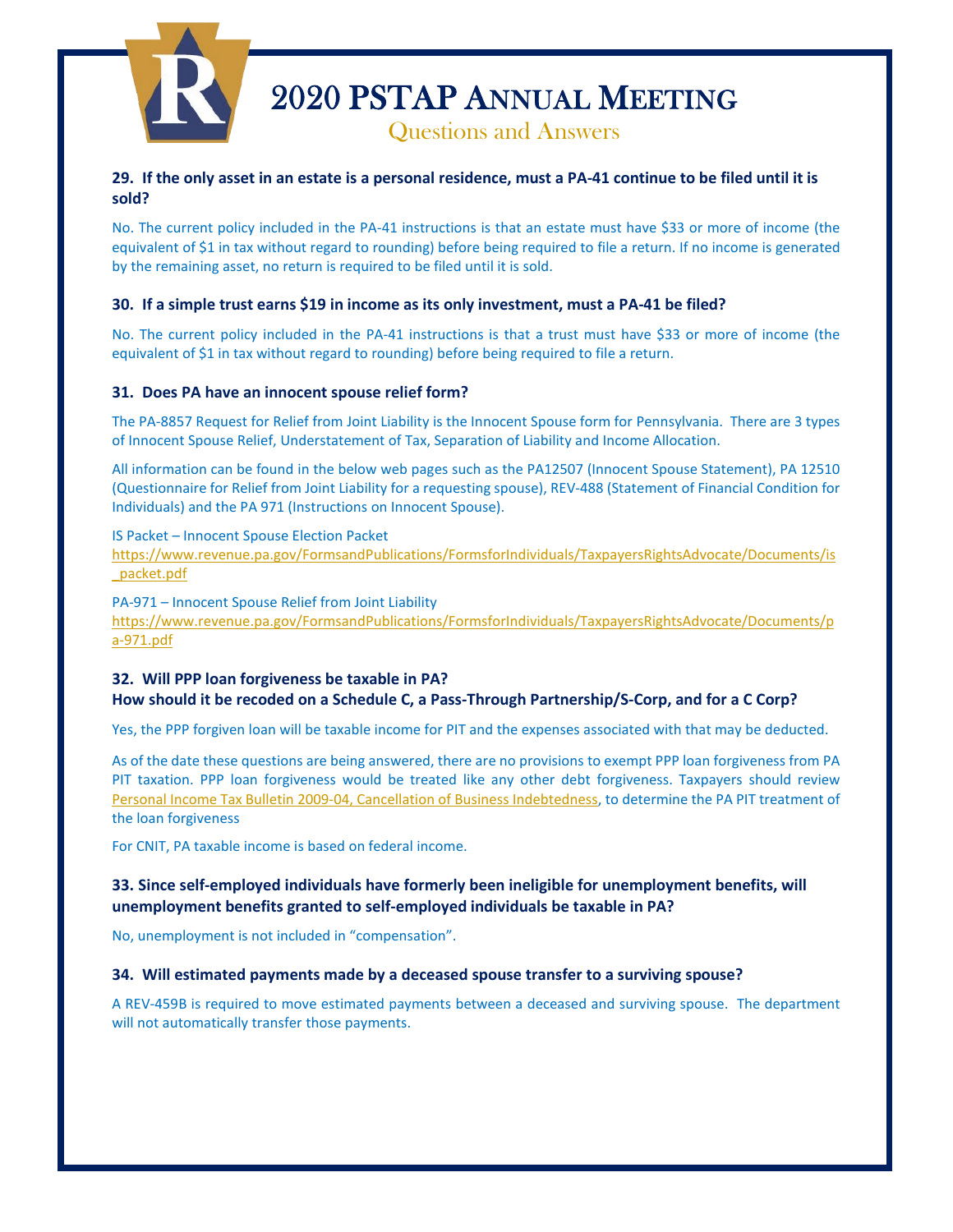**29. If the only asset in an estate is a personal residence, must a PA-41 continue to be filed until it is sold?**

No. The current policy included in the PA-41 instructions is that an estate must have $33 or more of income (the equivalent of $1 in tax without regard to rounding) before being required to file a return. If no income is generated by the remaining asset, no return is required to be filed until it is sold.

**30. If a simple trust earns $19 in income as its only investment, must a PA-41 be filed?**

No. The current policy included in the PA-41 instructions is that a trust must have $33 or more of income (the equivalent of $1 in tax without regard to rounding) before being required to file a return.

**31. Does PA have an innocent spouse relief form?**

The PA-8857 Request for Relief from Joint Liability is the Innocent Spouse form for Pennsylvania. There are 3 types of Innocent Spouse Relief, Understatement of Tax, Separation of Liability and Income Allocation.

All information can be found in the below web pages such as the PA12507 (Innocent Spouse Statement), PA 12510 (Questionnaire for Relief from Joint Liability for a requesting spouse), REV-488 (Statement of Financial Condition for Individuals) and the PA 971 (Instructions on Innocent Spouse).

IS Packet – Innocent Spouse Election Packet
https://www.revenue.pa.gov/FormsandPublications/FormsforIndividuals/TaxpayersRightsAdvocate/Documents/is_packet.pdf

PA-971 – Innocent Spouse Relief from Joint Liability
https://www.revenue.pa.gov/FormsandPublications/FormsforIndividuals/TaxpayersRightsAdvocate/Documents/pa-971.pdf

**32. Will PPP loan forgiveness be taxable in PA?**
**How should it be recoded on a Schedule C, a Pass-Through Partnership/S-Corp, and for a C Corp?**

Yes, the PPP forgiven loan will be taxable income for PIT and the expenses associated with that may be deducted.

As of the date these questions are being answered, there are no provisions to exempt PPP loan forgiveness from PA PIT taxation. PPP loan forgiveness would be treated like any other debt forgiveness. Taxpayers should review Personal Income Tax Bulletin 2009-04, Cancellation of Business Indebtedness, to determine the PA PIT treatment of the loan forgiveness

For CNIT, PA taxable income is based on federal income.

**33. Since self-employed individuals have formerly been ineligible for unemployment benefits, will unemployment benefits granted to self-employed individuals be taxable in PA?**

No, unemployment is not included in "compensation".

**34. Will estimated payments made by a deceased spouse transfer to a surviving spouse?**

A REV-459B is required to move estimated payments between a deceased and surviving spouse. The department will not automatically transfer those payments.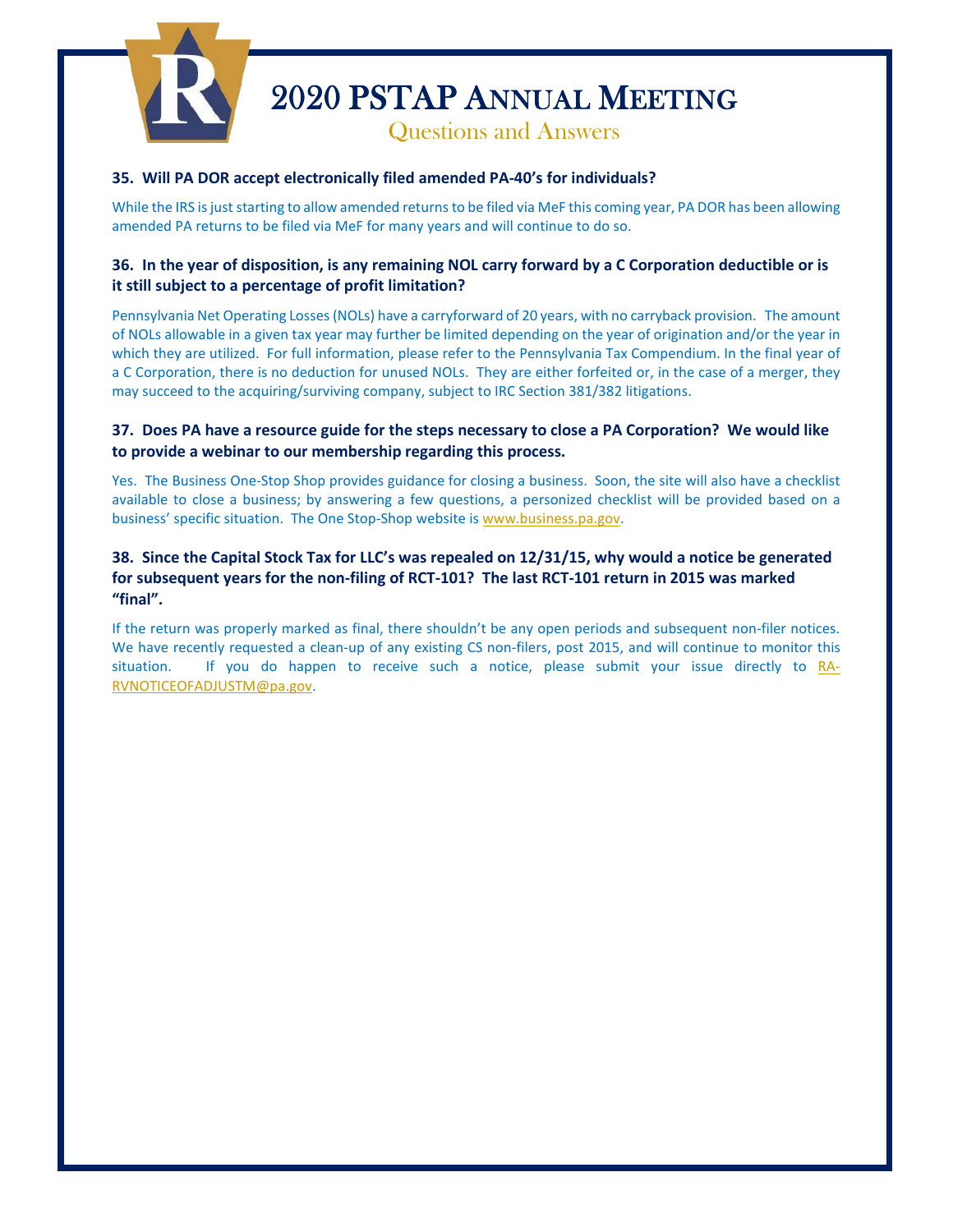**35. Will PA DOR accept electronically filed amended PA-40's for individuals?**

While the IRS is just starting to allow amended returns to be filed via MeF this coming year, PA DOR has been allowing amended PA returns to be filed via MeF for many years and will continue to do so.

**36. In the year of disposition, is any remaining NOL carry forward by a C Corporation deductible or is it still subject to a percentage of profit limitation?**

Pennsylvania Net Operating Losses (NOLs) have a carryforward of 20 years, with no carryback provision. The amount of NOLs allowable in a given tax year may further be limited depending on the year of origination and/or the year in which they are utilized. For full information, please refer to the Pennsylvania Tax Compendium. In the final year of a C Corporation, there is no deduction for unused NOLs. They are either forfeited or, in the case of a merger, they may succeed to the acquiring/surviving company, subject to IRC Section 381/382 litigations.

**37. Does PA have a resource guide for the steps necessary to close a PA Corporation? We would like to provide a webinar to our membership regarding this process.**

Yes. The Business One-Stop Shop provides guidance for closing a business. Soon, the site will also have a checklist available to close a business; by answering a few questions, a personized checklist will be provided based on a business' specific situation. The One Stop-Shop website is www.business.pa.gov.

**38. Since the Capital Stock Tax for LLC's was repealed on 12/31/15, why would a notice be generated for subsequent years for the non-filing of RCT-101? The last RCT-101 return in 2015 was marked "final".**

If the return was properly marked as final, there shouldn't be any open periods and subsequent non-filer notices. We have recently requested a clean-up of any existing CS non-filers, post 2015, and will continue to monitor this situation. If you do happen to receive such a notice, please submit your issue directly to RA-RVNOTICEOFADJUSTM@pa.gov.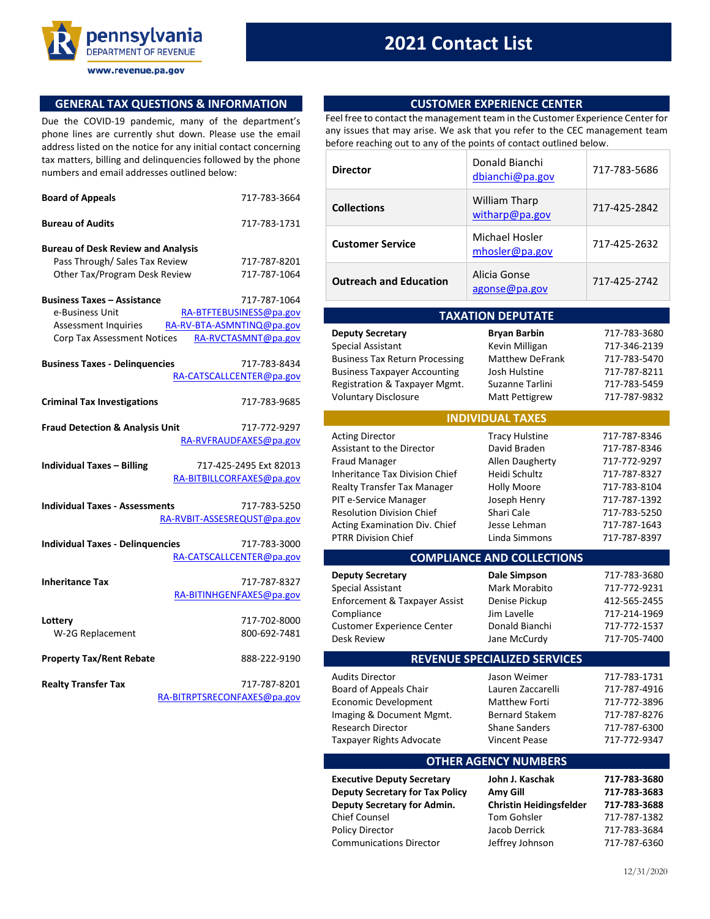pennsylvania
DEPARTMENT OF REVENUE
www.revenue.pa.gov

# 2021 Contact List

## GENERAL TAX QUESTIONS & INFORMATION

Due the COVID-19 pandemic, many of the department's phone lines are currently shut down. Please use the email address listed on the notice for any initial contact concerning tax matters, billing and delinquencies followed by the phone numbers and email addresses outlined below:

| | |
|---|---|
| **Board of Appeals** | 717-783-3664 |
| **Bureau of Audits** | 717-783-1731 |
| **Bureau of Desk Review and Analysis** | |
| Pass Through/ Sales Tax Review | 717-787-8201 |
| Other Tax/Program Desk Review | 717-787-1064 |
| **Business Taxes – Assistance** | 717-787-1064 |
| e-Business Unit | RA-BTFTEBUSINESS@pa.gov |
| Assessment Inquiries | RA-RV-BTA-ASMNTINQ@pa.gov |
| Corp Tax Assessment Notices | RA-RVCTASMNT@pa.gov |
| **Business Taxes - Delinquencies** | 717-783-8434 |
| | RA-CATSCALLCENTER@pa.gov |
| **Criminal Tax Investigations** | 717-783-9685 |
| **Fraud Detection & Analysis Unit** | 717-772-9297 |
| | RA-RVFRAUDFAXES@pa.gov |
| **Individual Taxes – Billing** | 717-425-2495 Ext 82013 |
| | RA-BITBILLCORFAXES@pa.gov |
| **Individual Taxes - Assessments** | 717-783-5250 |
| | RA-RVBIT-ASSESREQUST@pa.gov |
| **Individual Taxes - Delinquencies** | 717-783-3000 |
| | RA-CATSCALLCENTER@pa.gov |
| **Inheritance Tax** | 717-787-8327 |
| | RA-BITINHGENFAXES@pa.gov |
| **Lottery** | 717-702-8000 |
| W-2G Replacement | 800-692-7481 |
| **Property Tax/Rent Rebate** | 888-222-9190 |
| **Realty Transfer Tax** | 717-787-8201 |
| | RA-BITRPTSRECONFAXES@pa.gov |

## CUSTOMER EXPERIENCE CENTER

Feel free to contact the management team in the Customer Experience Center for any issues that may arise. We ask that you refer to the CEC management team before reaching out to any of the points of contact outlined below.

| | | |
|---|---|---|
| **Director** | Donald Bianchi dbianchi@pa.gov | 717-783-5686 |
| **Collections** | William Tharp witharp@pa.gov | 717-425-2842 |
| **Customer Service** | Michael Hosler mhosler@pa.gov | 717-425-2632 |
| **Outreach and Education** | Alicia Gonse agonse@pa.gov | 717-425-2742 |

## TAXATION DEPUTATE

| | | |
|---|---|---|
| **Deputy Secretary** | **Bryan Barbin** | 717-783-3680 |
| Special Assistant | Kevin Milligan | 717-346-2139 |
| Business Tax Return Processing | Matthew DeFrank | 717-783-5470 |
| Business Taxpayer Accounting | Josh Hulstine | 717-787-8211 |
| Registration & Taxpayer Mgmt. | Suzanne Tarlini | 717-783-5459 |
| Voluntary Disclosure | Matt Pettigrew | 717-787-9832 |

## INDIVIDUAL TAXES

| | | |
|---|---|---|
| Acting Director | Tracy Hulstine | 717-787-8346 |
| Assistant to the Director | David Braden | 717-787-8346 |
| Fraud Manager | Allen Daugherty | 717-772-9297 |
| Inheritance Tax Division Chief | Heidi Schultz | 717-787-8327 |
| Realty Transfer Tax Manager | Holly Moore | 717-783-8104 |
| PIT e-Service Manager | Joseph Henry | 717-787-1392 |
| Resolution Division Chief | Shari Cale | 717-783-5250 |
| Acting Examination Div. Chief | Jesse Lehman | 717-787-1643 |
| PTRR Division Chief | Linda Simmons | 717-787-8397 |

## COMPLIANCE AND COLLECTIONS

| | | |
|---|---|---|
| **Deputy Secretary** | **Dale Simpson** | 717-783-3680 |
| Special Assistant | Mark Morabito | 717-772-9231 |
| Enforcement & Taxpayer Assist | Denise Pickup | 412-565-2455 |
| Compliance | Jim Lavelle | 717-214-1969 |
| Customer Experience Center | Donald Bianchi | 717-772-1537 |
| Desk Review | Jane McCurdy | 717-705-7400 |

## REVENUE SPECIALIZED SERVICES

| | | |
|---|---|---|
| Audits Director | Jason Weimer | 717-783-1731 |
| Board of Appeals Chair | Lauren Zaccarelli | 717-787-4916 |
| Economic Development | Matthew Forti | 717-772-3896 |
| Imaging & Document Mgmt. | Bernard Stakem | 717-787-8276 |
| Research Director | Shane Sanders | 717-787-6300 |
| Taxpayer Rights Advocate | Vincent Pease | 717-772-9347 |

## OTHER AGENCY NUMBERS

| | | |
|---|---|---|
| **Executive Deputy Secretary** | **John J. Kaschak** | **717-783-3680** |
| **Deputy Secretary for Tax Policy** | **Amy Gill** | **717-783-3683** |
| **Deputy Secretary for Admin.** | **Christin Heidingsfelder** | **717-783-3688** |
| Chief Counsel | Tom Gohsler | 717-787-1382 |
| Policy Director | Jacob Derrick | 717-783-3684 |
| Communications Director | Jeffrey Johnson | 717-787-6360 |

12/31/2020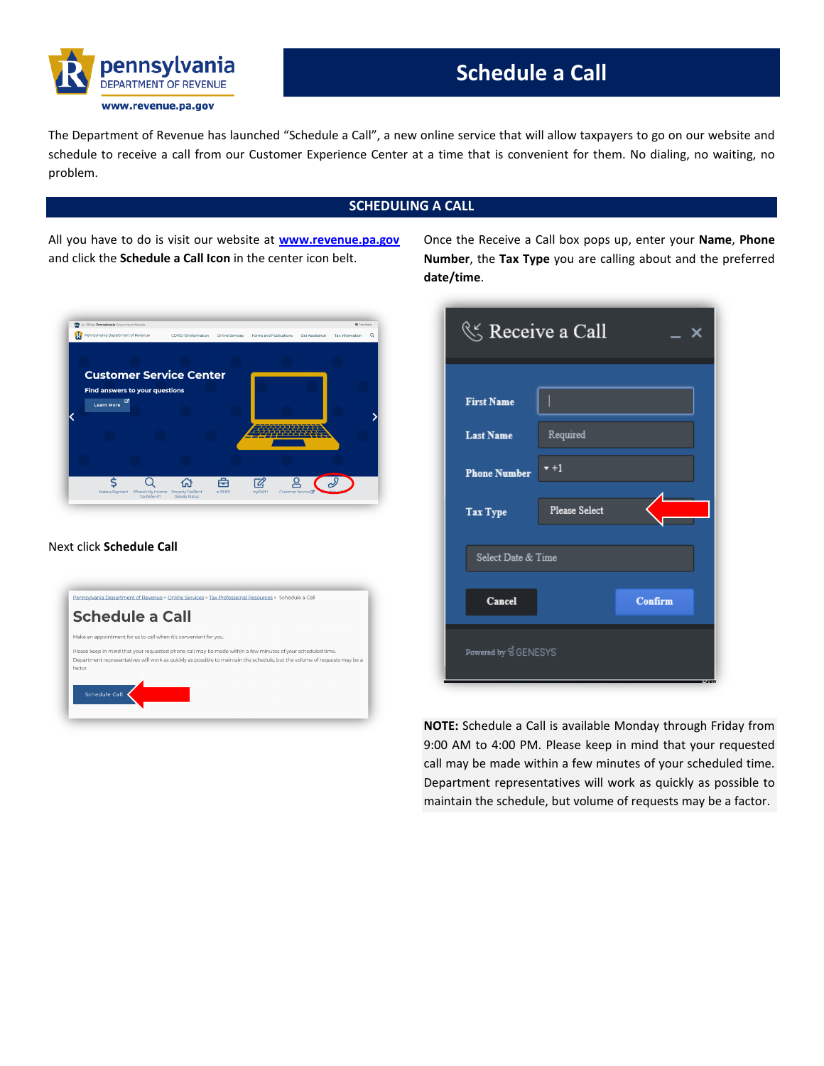# Schedule a Call

The Department of Revenue has launched "Schedule a Call", a new online service that will allow taxpayers to go on our website and schedule to receive a call from our Customer Experience Center at a time that is convenient for them. No dialing, no waiting, no problem.

## SCHEDULING A CALL

All you have to do is visit our website at [www.revenue.pa.gov](http://www.revenue.pa.gov) and click the **Schedule a Call Icon** in the center icon belt.

Next click **Schedule Call**

Once the Receive a Call box pops up, enter your **Name**, **Phone Number**, the **Tax Type** you are calling about and the preferred **date/time**.

**NOTE:** Schedule a Call is available Monday through Friday from 9:00 AM to 4:00 PM. Please keep in mind that your requested call may be made within a few minutes of your scheduled time. Department representatives will work as quickly as possible to maintain the schedule, but volume of requests may be a factor.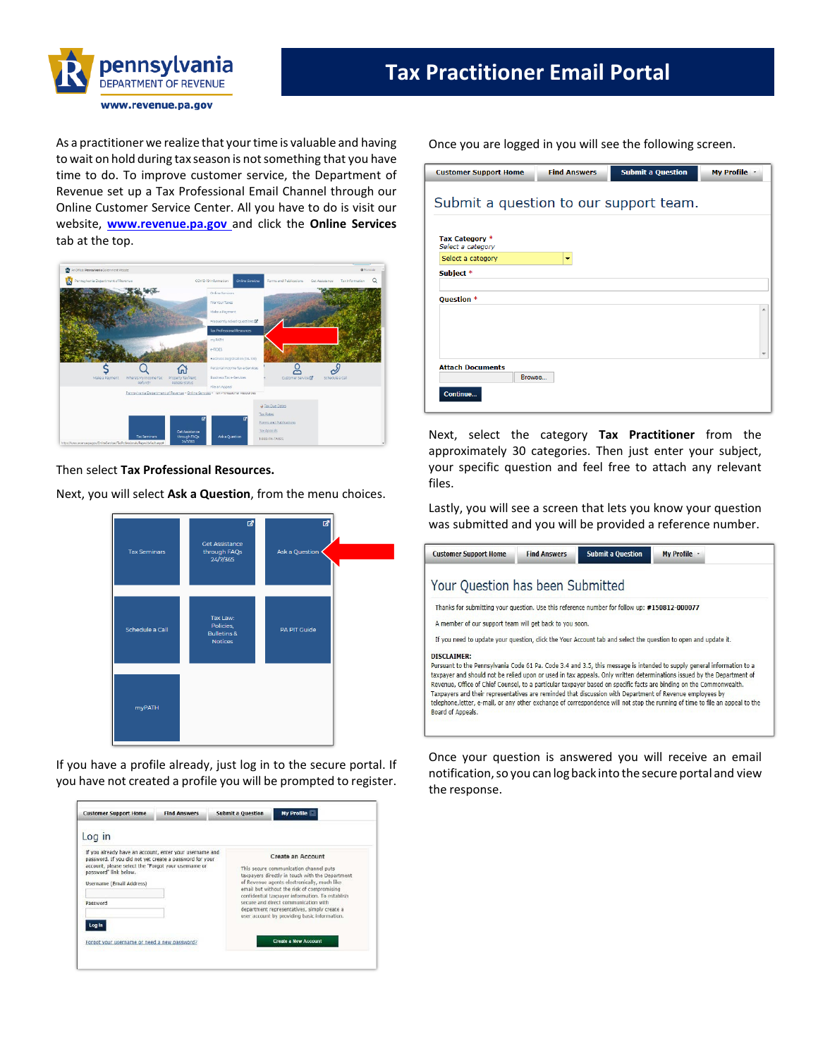pennsylvania
DEPARTMENT OF REVENUE
www.revenue.pa.gov

# Tax Practitioner Email Portal

As a practitioner we realize that your time is valuable and having to wait on hold during tax season is not something that you have time to do. To improve customer service, the Department of Revenue set up a Tax Professional Email Channel through our Online Customer Service Center. All you have to do is visit our website, www.revenue.pa.gov and click the **Online Services** tab at the top.

Then select **Tax Professional Resources.**

Next, you will select **Ask a Question**, from the menu choices.

If you have a profile already, just log in to the secure portal. If you have not created a profile you will be prompted to register.

Once you are logged in you will see the following screen.

Next, select the category **Tax Practitioner** from the approximately 30 categories. Then just enter your subject, your specific question and feel free to attach any relevant files.

Lastly, you will see a screen that lets you know your question was submitted and you will be provided a reference number.

Once your question is answered you will receive an email notification, so you can log back into the secure portal and view the response.